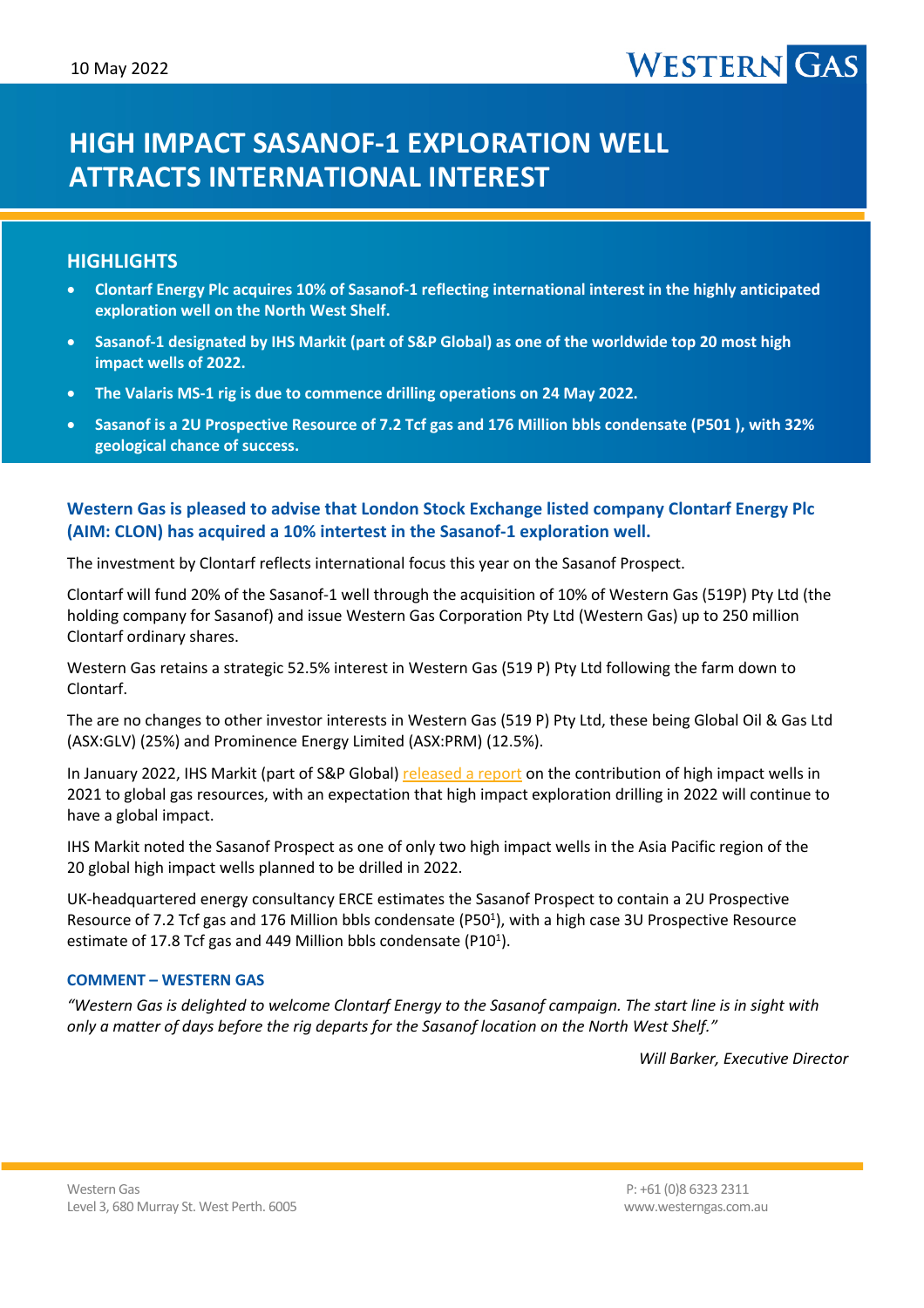10 May 2022

# HIGH IMPACT SASANOF-1 EXPLORATION WELL ATTRACTS INTERNATIONAL INTEREST

## HIGHLIGHTS

- **Clontarf Energy Plc acquires 10% of Sasanof-1 reflecting international interest in the highly anticipated exploration well on the North West Shelf.**
- **Sasanof-1 designated by IHS Markit (part of S&P Global) as one of the worldwide top 20 most high impact wells of 2022.**
- **The Valaris MS-1 rig is due to commence drilling operations on 24 May 2022.**
- **Sasanof is a 2U Prospective Resource of 7.2 Tcf gas and 176 Million bbls condensate (P501 ), with 32% geological chance of success.**

### Western Gas is pleased to advise that London Stock Exchange listed company Clontarf Energy Plc (AIM: CLON) has acquired a 10% intertest in the Sasanof-1 exploration well.

The investment by Clontarf reflects international focus this year on the Sasanof Prospect.

Clontarf will fund 20% of the Sasanof-1 well through the acquisition of 10% of Western Gas (519P) Pty Ltd (the holding company for Sasanof) and issue Western Gas Corporation Pty Ltd (Western Gas) up to 250 million Clontarf ordinary shares.

Western Gas retains a strategic 52.5% interest in Western Gas (519 P) Pty Ltd following the farm down to Clontarf.

The are no changes to other investor interests in Western Gas (519 P) Pty Ltd, these being Global Oil & Gas Ltd (ASX:GLV) (25%) and Prominence Energy Limited (ASX:PRM) (12.5%).

In January 2022, IHS Markit (part of S&P Global) released a report on the contribution of high impact wells in 2021 to global gas resources, with an expectation that high impact exploration drilling in 2022 will continue to have a global impact.

IHS Markit noted the Sasanof Prospect as one of only two high impact wells in the Asia Pacific region of the 20 global high impact wells planned to be drilled in 2022.

UK-headquartered energy consultancy ERCE estimates the Sasanof Prospect to contain a 2U Prospective Resource of 7.2 Tcf gas and 176 Million bbls condensate (P50[1]), with a high case 3U Prospective Resource estimate of 17.8 Tcf gas and 449 Million bbls condensate (P10[1]).

#### COMMENT – WESTERN GAS

*"Western Gas is delighted to welcome Clontarf Energy to the Sasanof campaign. The start line is in sight with only a matter of days before the rig departs for the Sasanof location on the North West Shelf."*

*Will Barker, Executive Director*

Western Gas
Level 3, 680 Murray St. West Perth. 6005

P: +61 (0)8 6323 2311
www.westerngas.com.au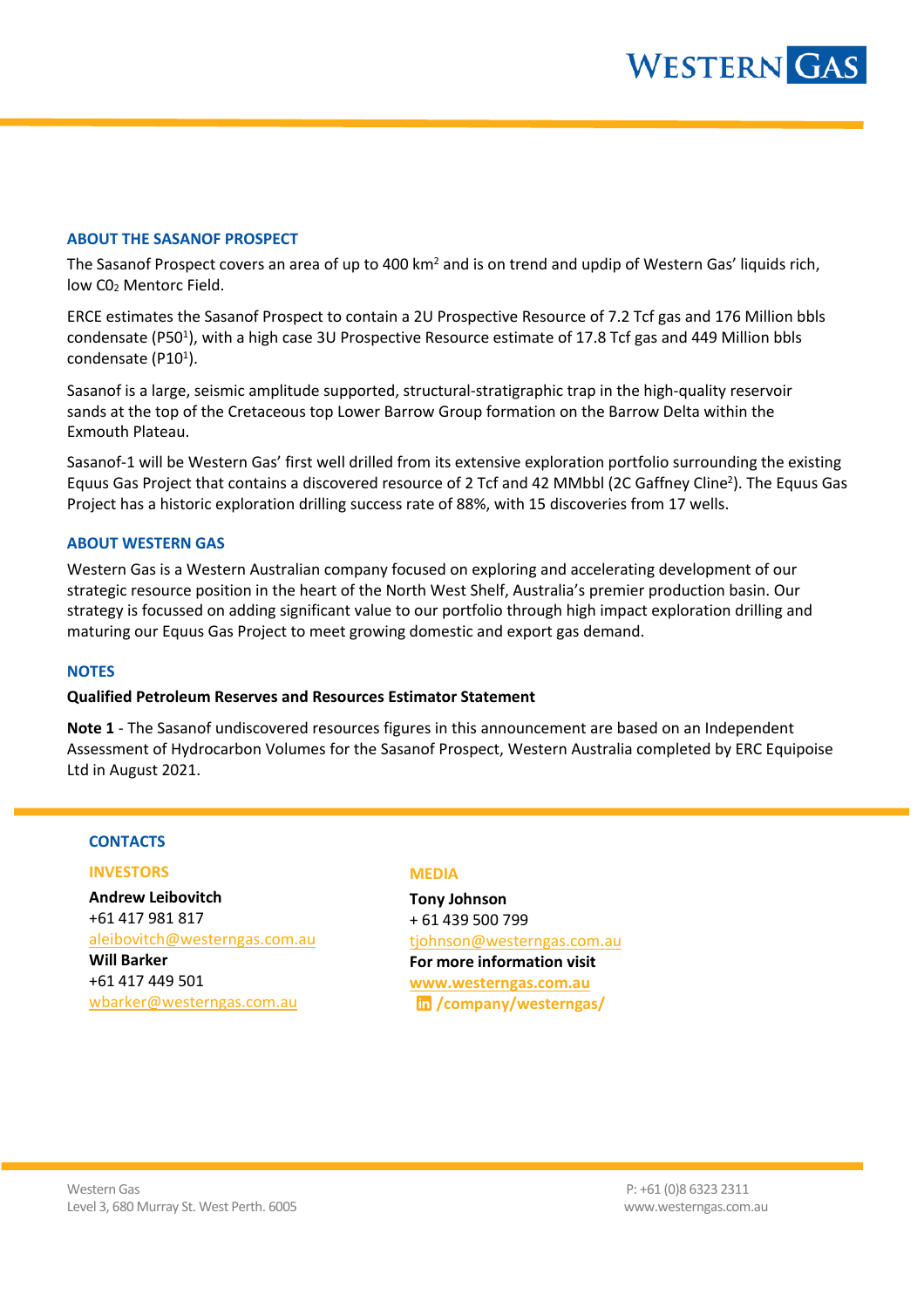## ABOUT THE SASANOF PROSPECT

The Sasanof Prospect covers an area of up to 400 km$^2$ and is on trend and updip of Western Gas' liquids rich, low $CO_2$ Mentorc Field.

ERCE estimates the Sasanof Prospect to contain a 2U Prospective Resource of 7.2 Tcf gas and 176 Million bbls condensate (P50[1]), with a high case 3U Prospective Resource estimate of 17.8 Tcf gas and 449 Million bbls condensate (P10[1]).

Sasanof is a large, seismic amplitude supported, structural-stratigraphic trap in the high-quality reservoir sands at the top of the Cretaceous top Lower Barrow Group formation on the Barrow Delta within the Exmouth Plateau.

Sasanof-1 will be Western Gas' first well drilled from its extensive exploration portfolio surrounding the existing Equus Gas Project that contains a discovered resource of 2 Tcf and 42 MMbbl (2C Gaffney Cline[2]). The Equus Gas Project has a historic exploration drilling success rate of 88%, with 15 discoveries from 17 wells.

## ABOUT WESTERN GAS

Western Gas is a Western Australian company focused on exploring and accelerating development of our strategic resource position in the heart of the North West Shelf, Australia's premier production basin. Our strategy is focussed on adding significant value to our portfolio through high impact exploration drilling and maturing our Equus Gas Project to meet growing domestic and export gas demand.

## NOTES

**Qualified Petroleum Reserves and Resources Estimator Statement**

**Note 1** - The Sasanof undiscovered resources figures in this announcement are based on an Independent Assessment of Hydrocarbon Volumes for the Sasanof Prospect, Western Australia completed by ERC Equipoise Ltd in August 2021.

## CONTACTS

### INVESTORS

**Andrew Leibovitch**
+61 417 981 817
aleibovitch@westerngas.com.au

**Will Barker**
+61 417 449 501
wbarker@westerngas.com.au

### MEDIA

**Tony Johnson**
+ 61 439 500 799
tjohnson@westerngas.com.au

**For more information visit**
www.westerngas.com.au
/company/westerngas/